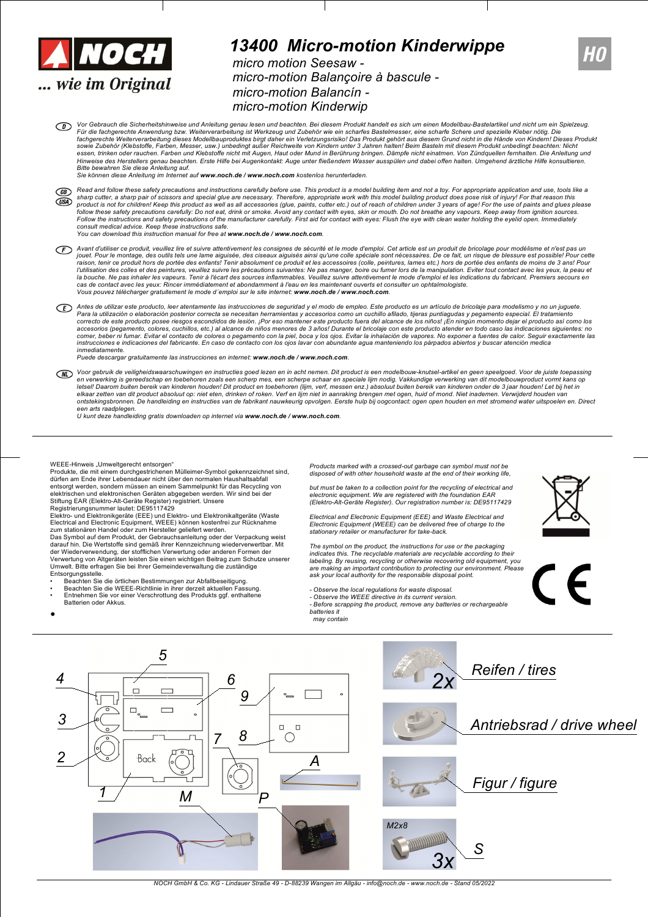# 13400 Micro-motion Kinderwippe

NOCH ... wie im Original

HO

micro motion Seesaw -
micro-motion Balançoire à bascule -
micro-motion Balancín -
micro-motion Kinderwip

(D) Vor Gebrauch die Sicherheitshinweise und Anleitung genau lesen und beachten. Bei diesem Produkt handelt es sich um einen Modellbau-Bastelartikel und nicht um ein Spielzeug. Für die fachgerechte Anwendung bzw. Weiterverarbeitung ist Werkzeug und Zubehör wie ein scharfes Bastelmesser, eine scharfe Schere und spezielle Kleber nötig. Die fachgerechte Weiterverarbeitung dieses Modellbauproduktes birgt daher ein Verletzungsrisiko! Das Produkt gehört aus diesem Grund nicht in die Hände von Kindern! Dieses Produkt sowie Zubehör (Klebstoffe, Farben, Messer, usw.) unbedingt außer Reichweite von Kindern unter 3 Jahren halten! Beim Basteln mit diesem Produkt unbedingt beachten: Nicht essen, trinken oder rauchen. Farben und Klebstoffe nicht mit Augen, Haut oder Mund in Berührung bringen. Dämpfe nicht einatmen. Von Zündquellen fernhalten. Die Anleitung und Hinweise des Herstellers genau beachten. Erste Hilfe bei Augenkontakt: Auge unter fließendem Wasser ausspülen und dabei offen halten. Umgehend ärztliche Hilfe konsultieren. Bitte bewahren Sie diese Anleitung auf.
Sie können diese Anleitung im Internet auf **www.noch.de / www.noch.com** kostenlos herunterladen.

(GB) (USA) Read and follow these safety precautions and instructions carefully before use. This product is a model building item and not a toy. For appropriate application and use, tools like a sharp cutter, a sharp pair of scissors and special glue are necessary. Therefore, appropriate work with this model building product does pose risk of injury! For that reason this product is not for children! Keep this product as well as all accessories (glue, paints, cutter etc.) out of reach of children under 3 years of age! For the use of paints and glues please follow these safety precautions carefully: Do not eat, drink or smoke. Avoid any contact with eyes, skin or mouth. Do not breathe any vapours. Keep away from ignition sources. Follow the instructions and safety precautions of the manufacturer carefully. First aid for contact with eyes: Flush the eye with clean water holding the eyelid open. Immediately consult medical advice. Keep these instructions safe.
You can download this instruction manual for free at **www.noch.de / www.noch.com**.

(F) Avant d'utiliser ce produit, veuillez lire et suivre attentivement les consignes de sécurité et le mode d'emploi. Cet article est un produit de bricolage pour modélisme et n'est pas un jouet. Pour le montage, des outils tels une lame aiguisée, des ciseaux aiguisés ainsi qu'une colle spéciale sont nécessaires. De ce fait, un risque de blessure est possible! Pour cette raison, tenir ce produit hors de portée des enfants! Tenir absolument ce produit et les accessoires (colle, peintures, lames etc.) hors de portée des enfants de moins de 3 ans! Pour l'utilisation des colles et des peintures, veuillez suivre les précautions suivantes: Ne pas manger, boire ou fumer lors de la manipulation. Eviter tout contact avec les yeux, la peau et la bouche. Ne pas inhaler les vapeurs. Tenir à l'écart des sources inflammables. Veuillez suivre attentivement le mode d'emploi et les indications du fabricant. Premiers secours en cas de contact avec les yeux: Rincer immédiatement et abondamment à l'eau en les maintenant ouverts et consulter un ophtalmologiste.
Vous pouvez télécharger gratuitement le mode d´emploi sur le site internet: **www.noch.de / www.noch.com**.

(E) Antes de utilizar este producto, leer atentamente las instrucciones de seguridad y el modo de empleo. Este producto es un artículo de bricolaje para modelismo y no un juguete. Para la utilización o elaboración posterior correcta se necesitan herramientas y accesorios como un cuchillo afilado, tijeras puntiagudas y pegamento especial. El tratamiento correcto de este producto posee riesgos escondidos de lesión. ¡Por eso mantener este producto fuera del alcance de los niños! ¡En ningún momento dejar el producto así como los accesorios (pegamento, colores, cuchillos, etc.) al alcance de niños menores de 3 años! Durante el bricolaje con este producto atender en todo caso las indicaciones siguientes: no comer, beber ni fumar. Evitar el contacto de colores o pegamento con la piel, boca y los ojos. Evitar la inhalación de vapores. No exponer a fuentes de calor. Seguir exactamente las instrucciones e indicaciones del fabricante. En caso de contacto con los ojos lavar con abundante agua manteniendo los párpados abiertos y buscar atención medica inmediatamente.
Puede descargar gratuitamente las instrucciones en internet: **www.noch.de / www.noch.com**.

(NL) Voor gebruik de veiligheidswaarschuwingen en instructies goed lezen en in acht nemen. Dit product is een modelbouw-knutsel-artikel en geen speelgoed. Voor de juiste toepassing en verwerking is gereedschap en toebehoren zoals een scherp mes, een scherpe schaar en speciale lijm nodig. Vakkundige verwerking van dit modelbouwproduct vormt kans op letsel! Daarom buiten bereik van kinderen houden! Dit product en toebehoren (lijm, verf, messen enz.) absoluut buiten bereik van kinderen onder de 3 jaar houden! Let bij het in elkaar zetten van dit product absoluut op: niet eten, drinken of roken. Verf en lijm niet in aanraking brengen met ogen, huid of mond. Niet inademen. Verwijderd houden van ontstekingsbronnen. De handleiding en instructies van de fabrikant nauwkeurig opvolgen. Eerste hulp bij oogcontact: ogen open houden en met stromend water uitspoelen en. Direct een arts raadplegen.
U kunt deze handleiding gratis downloaden op internet via **www.noch.de / www.noch.com**.

---

WEEE-Hinweis „Umweltgerecht entsorgen"
Produkte, die mit einem durchgestrichenen Mülleimer-Symbol gekennzeichnet sind, dürfen am Ende ihrer Lebensdauer nicht über den normalen Haushaltsabfall entsorgt werden, sondern müssen an einem Sammelpunkt für das Recycling von elektrischen und elektronischen Geräten abgegeben werden. Wir sind bei der Stiftung EAR (Elektro-Alt-Geräte Register) registriert. Unsere Registrierungsnummer lautet: DE95117429
Elektro- und Elektronikgeräte (EEE) und Elektro- und Elektronikaltgeräte (Waste Electrical and Electronic Equipment, WEEE) können kostenfrei zur Rücknahme zum stationären Handel oder zum Hersteller geliefert werden.
Das Symbol auf dem Produkt, der Gebrauchsanleitung oder der Verpackung weist darauf hin. Die Wertstoffe sind gemäß ihrer Kennzeichnung wiederverwertbar. Mit der Wiederverwendung, der stofflichen Verwertung oder anderen Formen der Verwertung von Altgeräten leisten Sie einen wichtigen Beitrag zum Schutze unserer Umwelt. Bitte erfragen Sie bei Ihrer Gemeindeverwaltung die zuständige Entsorgungsstelle.

- Beachten Sie die örtlichen Bestimmungen zur Abfallbeseitigung.
- Beachten Sie die WEEE-Richtlinie in ihrer derzeit aktuellen Fassung.
- Entnehmen Sie vor einer Verschrottung des Produkts ggf. enthaltene Batterien oder Akkus.

Products marked with a crossed-out garbage can symbol must not be disposed of with other household waste at the end of their working life,

but must be taken to a collection point for the recycling of electrical and electronic equipment. We are registered with the foundation EAR (Elektro-Alt-Geräte Register). Our registration number is: DE95117429

Electrical and Electronic Equipment (EEE) and Waste Electrical and Electronic Equipment (WEEE) can be delivered free of charge to the stationary retailer or manufacturer for take-back.

The symbol on the product, the instructions for use or the packaging indicates this. The recyclable materials are recyclable according to their labeling. By reusing, recycling or otherwise recovering old equipment, you are making an important contribution to protecting our environment. Please ask your local authority for the responsible disposal point.

- Observe the local regulations for waste disposal.
- Observe the WEEE directive in its current version.
- Before scrapping the product, remove any batteries or rechargeable batteries it
  may contain

---

1, 2, 3, 4, 5, 6, 7, 8, 9, Back, A, M, P

2x Reifen / tires

Antriebsrad / drive wheel

Figur / figure

M2x8 3x S

NOCH GmbH & Co. KG - Lindauer Straße 49 - D-88239 Wangen im Allgäu - info@noch.de - www.noch.de - Stand 05/2022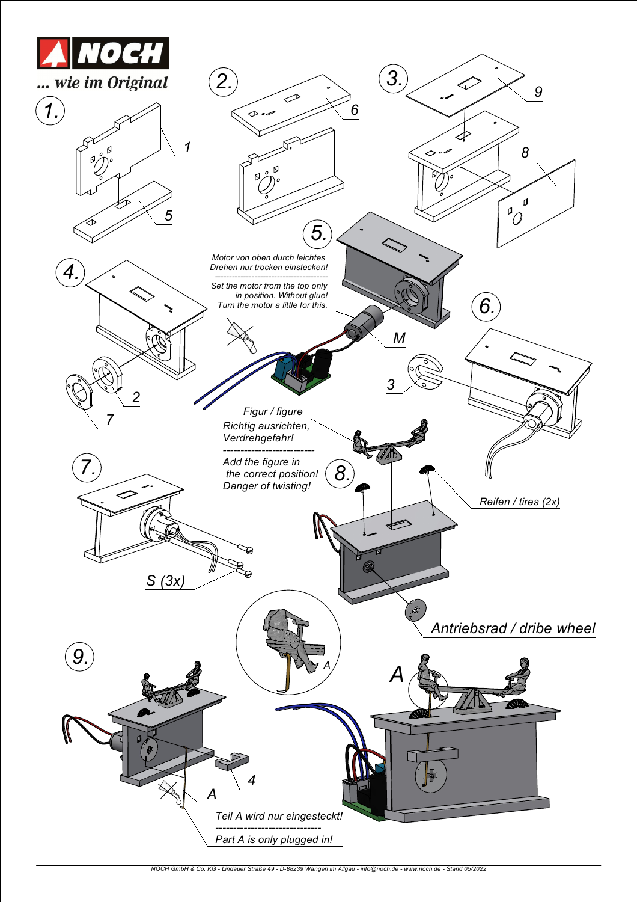NOCH

... wie im Original

1.

1

5

2.

6

3.

9

8

4.

2

7

5.

Motor von oben durch leichtes Drehen nur trocken einstecken!

Set the motor from the top only in position. Without glue! Turn the motor a little for this.

M

3

6.

Figur / figure

Richtig ausrichten, Verdrehgefahr!

Add the figure in the correct position! Danger of twisting!

7.

S (3x)

8.

Reifen / tires (2x)

Antriebsrad / dribe wheel

A

9.

4

A

A

Teil A wird nur eingesteckt!

Part A is only plugged in!

NOCH GmbH & Co. KG - Lindauer Straße 49 - D-88239 Wangen im Allgäu - info@noch.de - www.noch.de - Stand 05/2022